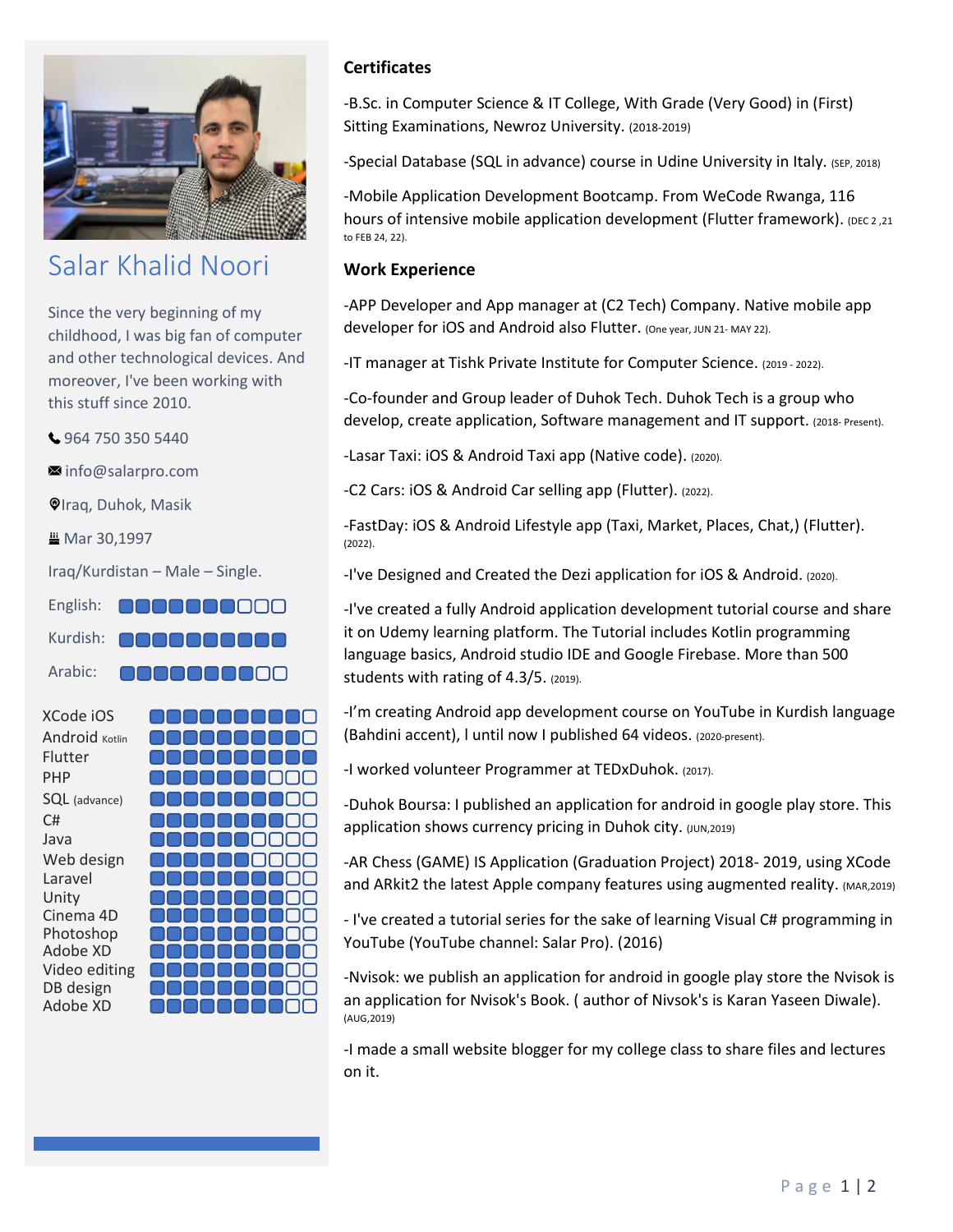# Salar Khalid Noori

Since the very beginning of my childhood, I was big fan of computer and other technological devices. And moreover, I've been working with this stuff since 2010.

📞 964 750 350 5440

✉ info@salarpro.com

📍Iraq, Duhok, Masik

📅 Mar 30,1997

Iraq/Kurdistan – Male – Single.

| Language | Level |
| --- | --- |
| English: | 7/10 |
| Kurdish: | 10/10 |
| Arabic: | 8/10 |

| Skill | Level |
| --- | --- |
| XCode iOS | 9/10 |
| Android Kotlin | 9/10 |
| Flutter | 10/10 |
| PHP | 7/10 |
| SQL (advance) | 8/10 |
| C# | 8/10 |
| Java | 6/10 |
| Web design | 6/10 |
| Laravel | 8/10 |
| Unity | 8/10 |
| Cinema 4D | 8/10 |
| Photoshop | 8/10 |
| Adobe XD | 9/10 |
| Video editing | 8/10 |
| DB design | 8/10 |
| Adobe XD | 8/10 |

## Certificates

-B.Sc. in Computer Science & IT College, With Grade (Very Good) in (First) Sitting Examinations, Newroz University. (2018-2019)

-Special Database (SQL in advance) course in Udine University in Italy. (SEP, 2018)

-Mobile Application Development Bootcamp. From WeCode Rwanga, 116 hours of intensive mobile application development (Flutter framework). (DEC 2 ,21 to FEB 24, 22).

## Work Experience

-APP Developer and App manager at (C2 Tech) Company. Native mobile app developer for iOS and Android also Flutter. (One year, JUN 21- MAY 22).

-IT manager at Tishk Private Institute for Computer Science. (2019 - 2022).

-Co-founder and Group leader of Duhok Tech. Duhok Tech is a group who develop, create application, Software management and IT support. (2018- Present).

-Lasar Taxi: iOS & Android Taxi app (Native code). (2020).

-C2 Cars: iOS & Android Car selling app (Flutter). (2022).

-FastDay: iOS & Android Lifestyle app (Taxi, Market, Places, Chat,) (Flutter). (2022).

-I've Designed and Created the Dezi application for iOS & Android. (2020).

-I've created a fully Android application development tutorial course and share it on Udemy learning platform. The Tutorial includes Kotlin programming language basics, Android studio IDE and Google Firebase. More than 500 students with rating of 4.3/5. (2019).

-I'm creating Android app development course on YouTube in Kurdish language (Bahdini accent), I until now I published 64 videos. (2020-present).

-I worked volunteer Programmer at TEDxDuhok. (2017).

-Duhok Boursa: I published an application for android in google play store. This application shows currency pricing in Duhok city. (JUN,2019)

-AR Chess (GAME) IS Application (Graduation Project) 2018- 2019, using XCode and ARkit2 the latest Apple company features using augmented reality. (MAR,2019)

- I've created a tutorial series for the sake of learning Visual C# programming in YouTube (YouTube channel: Salar Pro). (2016)

-Nvisok: we publish an application for android in google play store the Nvisok is an application for Nvisok's Book. ( author of Nivsok's is Karan Yaseen Diwale). (AUG,2019)

-I made a small website blogger for my college class to share files and lectures on it.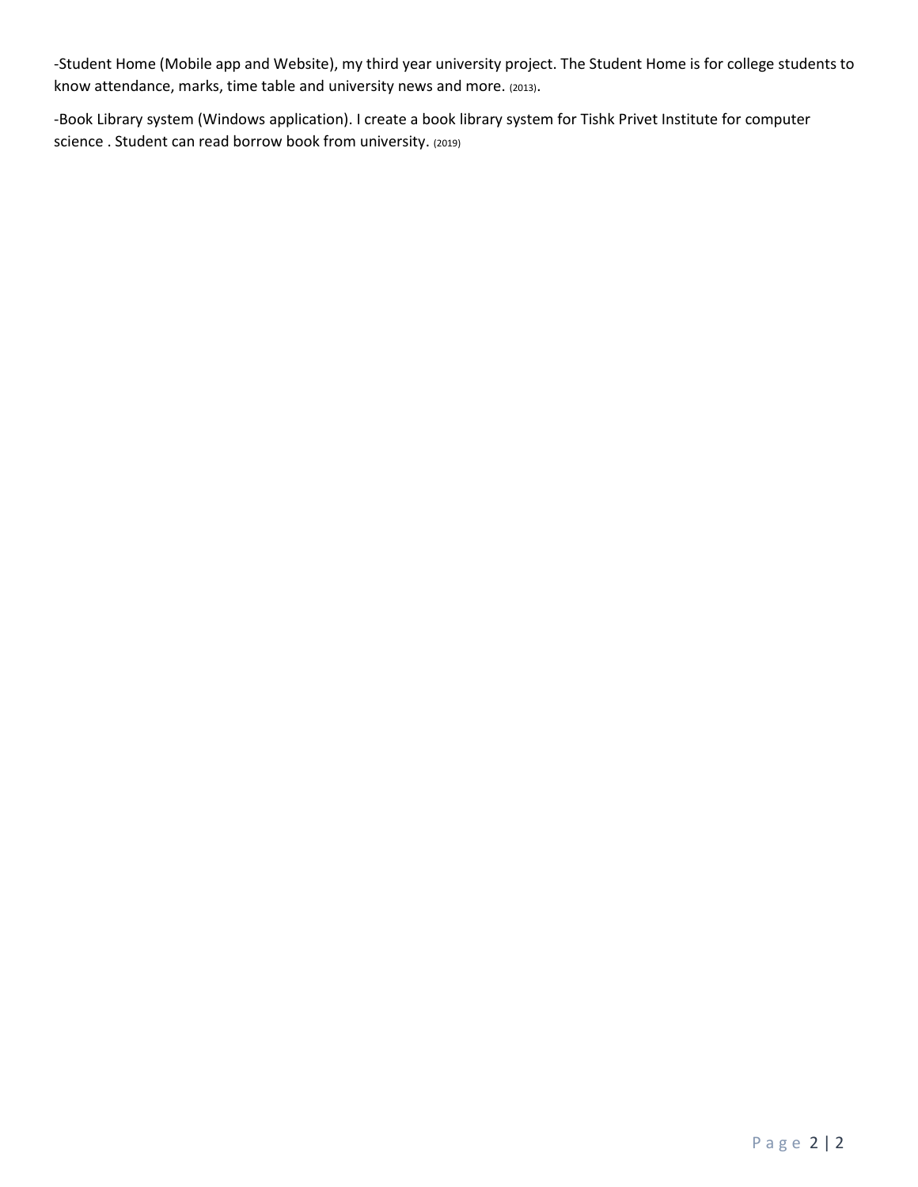-Student Home (Mobile app and Website), my third year university project. The Student Home is for college students to know attendance, marks, time table and university news and more. (2013).

-Book Library system (Windows application). I create a book library system for Tishk Privet Institute for computer science . Student can read borrow book from university. (2019)